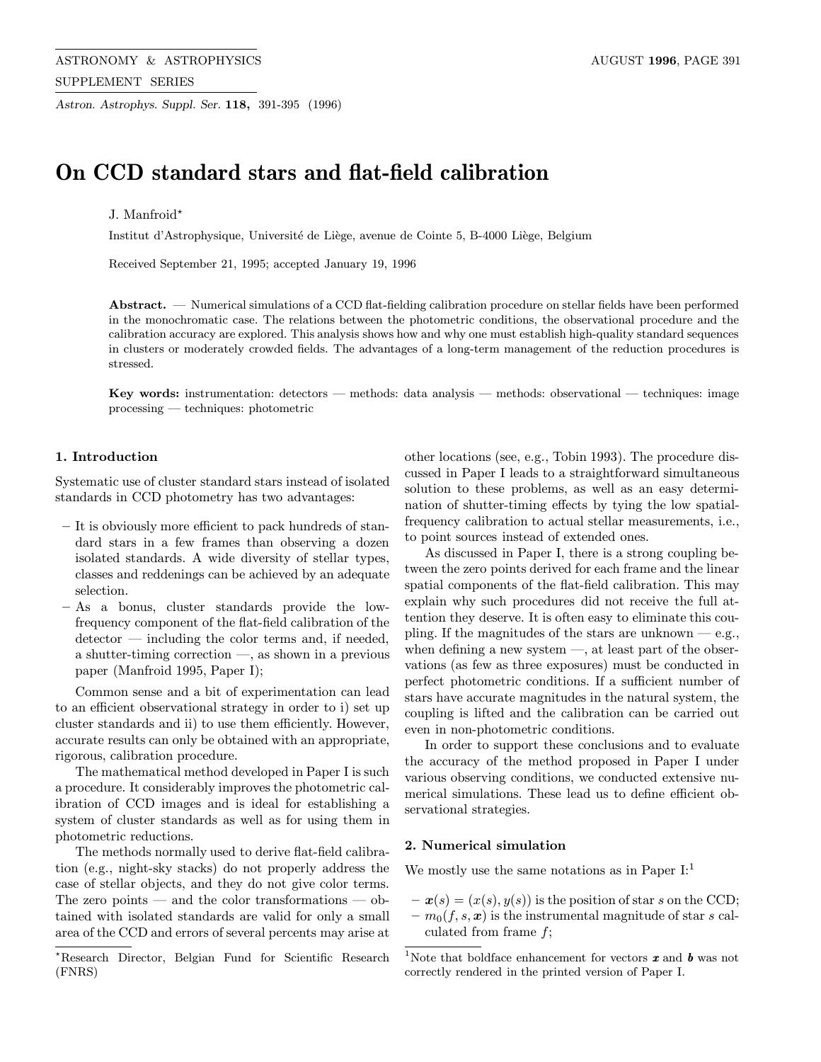# On CCD standard stars and flat-field calibration

J. Manfroid*

Institut d'Astrophysique, Université de Liège, avenue de Cointe 5, B-4000 Liège, Belgium

Received September 21, 1995; accepted January 19, 1996

**Abstract.** — Numerical simulations of a CCD flat-fielding calibration procedure on stellar fields have been performed in the monochromatic case. The relations between the photometric conditions, the observational procedure and the calibration accuracy are explored. This analysis shows how and why one must establish high-quality standard sequences in clusters or moderately crowded fields. The advantages of a long-term management of the reduction procedures is stressed.

**Key words:** instrumentation: detectors — methods: data analysis — methods: observational — techniques: image processing — techniques: photometric

## 1. Introduction

Systematic use of cluster standard stars instead of isolated standards in CCD photometry has two advantages:

- It is obviously more efficient to pack hundreds of standard stars in a few frames than observing a dozen isolated standards. A wide diversity of stellar types, classes and reddenings can be achieved by an adequate selection.
- As a bonus, cluster standards provide the low-frequency component of the flat-field calibration of the detector — including the color terms and, if needed, a shutter-timing correction —, as shown in a previous paper (Manfroid 1995, Paper I);

Common sense and a bit of experimentation can lead to an efficient observational strategy in order to i) set up cluster standards and ii) to use them efficiently. However, accurate results can only be obtained with an appropriate, rigorous, calibration procedure.

The mathematical method developed in Paper I is such a procedure. It considerably improves the photometric calibration of CCD images and is ideal for establishing a system of cluster standards as well as for using them in photometric reductions.

The methods normally used to derive flat-field calibration (e.g., night-sky stacks) do not properly address the case of stellar objects, and they do not give color terms. The zero points — and the color transformations — obtained with isolated standards are valid for only a small area of the CCD and errors of several percents may arise at other locations (see, e.g., Tobin 1993). The procedure discussed in Paper I leads to a straightforward simultaneous solution to these problems, as well as an easy determination of shutter-timing effects by tying the low spatial-frequency calibration to actual stellar measurements, i.e., to point sources instead of extended ones.

As discussed in Paper I, there is a strong coupling between the zero points derived for each frame and the linear spatial components of the flat-field calibration. This may explain why such procedures did not receive the full attention they deserve. It is often easy to eliminate this coupling. If the magnitudes of the stars are unknown — e.g., when defining a new system —, at least part of the observations (as few as three exposures) must be conducted in perfect photometric conditions. If a sufficient number of stars have accurate magnitudes in the natural system, the coupling is lifted and the calibration can be carried out even in non-photometric conditions.

In order to support these conclusions and to evaluate the accuracy of the method proposed in Paper I under various observing conditions, we conducted extensive numerical simulations. These lead us to define efficient observational strategies.

## 2. Numerical simulation

We mostly use the same notations as in Paper I:[1]

- $\boldsymbol{x}(s) = (x(s), y(s))$ is the position of star $s$ on the CCD;
- $m_0(f, s, \boldsymbol{x})$ is the instrumental magnitude of star $s$ calculated from frame $f$;

*Research Director, Belgian Fund for Scientific Research (FNRS)

[1] Note that boldface enhancement for vectors $\boldsymbol{x}$ and $\boldsymbol{b}$ was not correctly rendered in the printed version of Paper I.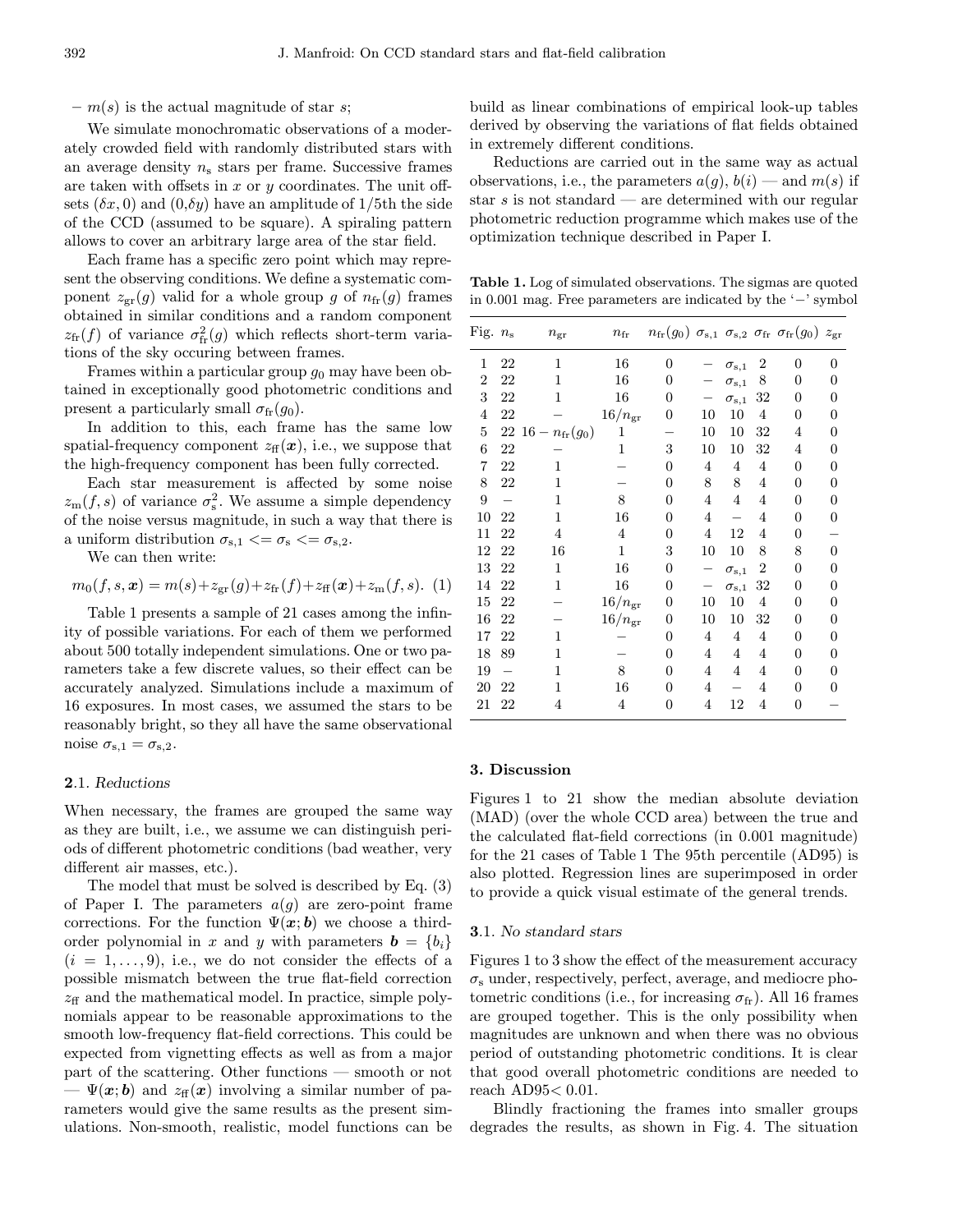– $m(s)$ is the actual magnitude of star $s$;

We simulate monochromatic observations of a moderately crowded field with randomly distributed stars with an average density $n_s$ stars per frame. Successive frames are taken with offsets in $x$ or $y$ coordinates. The unit offsets $(\delta x, 0)$ and $(0,\delta y)$ have an amplitude of 1/5th the side of the CCD (assumed to be square). A spiraling pattern allows to cover an arbitrary large area of the star field.

Each frame has a specific zero point which may represent the observing conditions. We define a systematic component $z_{\rm gr}(g)$ valid for a whole group $g$ of $n_{\rm fr}(g)$ frames obtained in similar conditions and a random component $z_{\rm fr}(f)$ of variance $\sigma^2_{\rm fr}(g)$ which reflects short-term variations of the sky occuring between frames.

Frames within a particular group $g_0$ may have been obtained in exceptionally good photometric conditions and present a particularly small $\sigma_{\rm fr}(g_0)$.

In addition to this, each frame has the same low spatial-frequency component $z_{\rm ff}(\boldsymbol{x})$, i.e., we suppose that the high-frequency component has been fully corrected.

Each star measurement is affected by some noise $z_{\rm m}(f, s)$ of variance $\sigma^2_{\rm s}$. We assume a simple dependency of the noise versus magnitude, in such a way that there is a uniform distribution $\sigma_{\rm s,1} <= \sigma_{\rm s} <= \sigma_{\rm s,2}$.

We can then write:

$$m_0(f, s, \boldsymbol{x}) = m(s)+z_{\rm gr}(g)+z_{\rm fr}(f)+z_{\rm ff}(\boldsymbol{x})+z_{\rm m}(f, s). \quad (1)$$

Table 1 presents a sample of 21 cases among the infinity of possible variations. For each of them we performed about 500 totally independent simulations. One or two parameters take a few discrete values, so their effect can be accurately analyzed. Simulations include a maximum of 16 exposures. In most cases, we assumed the stars to be reasonably bright, so they all have the same observational noise $\sigma_{\rm s,1} = \sigma_{\rm s,2}$.

### **2**.1. *Reductions*

When necessary, the frames are grouped the same way as they are built, i.e., we assume we can distinguish periods of different photometric conditions (bad weather, very different air masses, etc.).

The model that must be solved is described by Eq. (3) of Paper I. The parameters $a(g)$ are zero-point frame corrections. For the function $\Psi(\boldsymbol{x}; \boldsymbol{b})$ we choose a third-order polynomial in $x$ and $y$ with parameters $\boldsymbol{b} = \{b_i\}$ $(i = 1, \ldots, 9)$, i.e., we do not consider the effects of a possible mismatch between the true flat-field correction $z_{\rm ff}$ and the mathematical model. In practice, simple polynomials appear to be reasonable approximations to the smooth low-frequency flat-field corrections. This could be expected from vignetting effects as well as from a major part of the scattering. Other functions — smooth or not — $\Psi(\boldsymbol{x}; \boldsymbol{b})$ and $z_{\rm ff}(\boldsymbol{x})$ involving a similar number of parameters would give the same results as the present simulations. Non-smooth, realistic, model functions can be build as linear combinations of empirical look-up tables derived by observing the variations of flat fields obtained in extremely different conditions.

Reductions are carried out in the same way as actual observations, i.e., the parameters $a(g)$, $b(i)$ — and $m(s)$ if star $s$ is not standard — are determined with our regular photometric reduction programme which makes use of the optimization technique described in Paper I.

**Table 1.** Log of simulated observations. The sigmas are quoted in 0.001 mag. Free parameters are indicated by the '−' symbol

| Fig. | $n_{\rm s}$ | $n_{\rm gr}$ | $n_{\rm fr}$ | $n_{\rm fr}(g_0)$ | $\sigma_{\rm s,1}$ | $\sigma_{\rm s,2}$ | $\sigma_{\rm fr}$ | $\sigma_{\rm fr}(g_0)$ | $z_{\rm gr}$ |
|---|---|---|---|---|---|---|---|---|---|
| 1 | 22 | 1 | 16 | 0 | − | $\sigma_{\rm s,1}$ | 2 | 0 | 0 |
| 2 | 22 | 1 | 16 | 0 | − | $\sigma_{\rm s,1}$ | 8 | 0 | 0 |
| 3 | 22 | 1 | 16 | 0 | − | $\sigma_{\rm s,1}$ | 32 | 0 | 0 |
| 4 | 22 | − | $16/n_{\rm gr}$ | 0 | 10 | 10 | 4 | 0 | 0 |
| 5 | 22 | $16 - n_{\rm fr}(g_0)$ | 1 | − | 10 | 10 | 32 | 4 | 0 |
| 6 | 22 | − | 1 | 3 | 10 | 10 | 32 | 4 | 0 |
| 7 | 22 | 1 | − | 0 | 4 | 4 | 4 | 0 | 0 |
| 8 | 22 | 1 | − | 0 | 8 | 8 | 4 | 0 | 0 |
| 9 | − | 1 | 8 | 0 | 4 | 4 | 4 | 0 | 0 |
| 10 | 22 | 1 | 16 | 0 | 4 | − | 4 | 0 | 0 |
| 11 | 22 | 4 | 4 | 0 | 4 | 12 | 4 | 0 | − |
| 12 | 22 | 16 | 1 | 3 | 10 | 10 | 8 | 8 | 0 |
| 13 | 22 | 1 | 16 | 0 | − | $\sigma_{\rm s,1}$ | 2 | 0 | 0 |
| 14 | 22 | 1 | 16 | 0 | − | $\sigma_{\rm s,1}$ | 32 | 0 | 0 |
| 15 | 22 | − | $16/n_{\rm gr}$ | 0 | 10 | 10 | 4 | 0 | 0 |
| 16 | 22 | − | $16/n_{\rm gr}$ | 0 | 10 | 10 | 32 | 0 | 0 |
| 17 | 22 | 1 | − | 0 | 4 | 4 | 4 | 0 | 0 |
| 18 | 89 | 1 | − | 0 | 4 | 4 | 4 | 0 | 0 |
| 19 | − | 1 | 8 | 0 | 4 | 4 | 4 | 0 | 0 |
| 20 | 22 | 1 | 16 | 0 | 4 | − | 4 | 0 | 0 |
| 21 | 22 | 4 | 4 | 0 | 4 | 12 | 4 | 0 | − |

## 3. Discussion

Figures 1 to 21 show the median absolute deviation (MAD) (over the whole CCD area) between the true and the calculated flat-field corrections (in 0.001 magnitude) for the 21 cases of Table 1 The 95th percentile (AD95) is also plotted. Regression lines are superimposed in order to provide a quick visual estimate of the general trends.

### **3**.1. *No standard stars*

Figures 1 to 3 show the effect of the measurement accuracy $\sigma_{\rm s}$ under, respectively, perfect, average, and mediocre photometric conditions (i.e., for increasing $\sigma_{\rm fr}$). All 16 frames are grouped together. This is the only possibility when magnitudes are unknown and when there was no obvious period of outstanding photometric conditions. It is clear that good overall photometric conditions are needed to reach AD95< 0.01.

Blindly fractioning the frames into smaller groups degrades the results, as shown in Fig. 4. The situation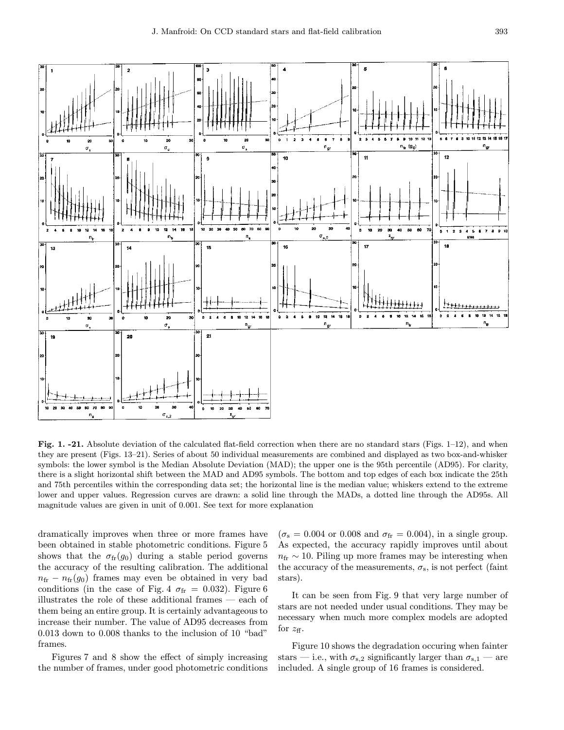**Fig. 1. -21.** Absolute deviation of the calculated flat-field correction when there are no standard stars (Figs. 1–12), and when they are present (Figs. 13–21). Series of about 50 individual measurements are combined and displayed as two box-and-whisker symbols: the lower symbol is the Median Absolute Deviation (MAD); the upper one is the 95th percentile (AD95). For clarity, there is a slight horizontal shift between the MAD and AD95 symbols. The bottom and top edges of each box indicate the 25th and 75th percentiles within the corresponding data set; the horizontal line is the median value; whiskers extend to the extreme lower and upper values. Regression curves are drawn: a solid line through the MADs, a dotted line through the AD95s. All magnitude values are given in unit of 0.001. See text for more explanation

dramatically improves when three or more frames have been obtained in stable photometric conditions. Figure 5 shows that the $\sigma_{\rm fr}(g_0)$ during a stable period governs the accuracy of the resulting calibration. The additional $n_{\rm fr} - n_{\rm fr}(g_0)$ frames may even be obtained in very bad conditions (in the case of Fig. 4 $\sigma_{\rm fr} = 0.032$). Figure 6 illustrates the role of these additional frames — each of them being an entire group. It is certainly advantageous to increase their number. The value of AD95 decreases from 0.013 down to 0.008 thanks to the inclusion of 10 "bad" frames.

Figures 7 and 8 show the effect of simply increasing the number of frames, under good photometric conditions ($\sigma_{\rm s} = 0.004$ or $0.008$ and $\sigma_{\rm fr} = 0.004$), in a single group. As expected, the accuracy rapidly improves until about $n_{\rm fr} \sim 10$. Piling up more frames may be interesting when the accuracy of the measurements, $\sigma_{\rm s}$, is not perfect (faint stars).

It can be seen from Fig. 9 that very large number of stars are not needed under usual conditions. They may be necessary when much more complex models are adopted for $z_{\rm ff}$.

Figure 10 shows the degradation occuring when fainter stars — i.e., with $\sigma_{\rm s,2}$ significantly larger than $\sigma_{\rm s,1}$ — are included. A single group of 16 frames is considered.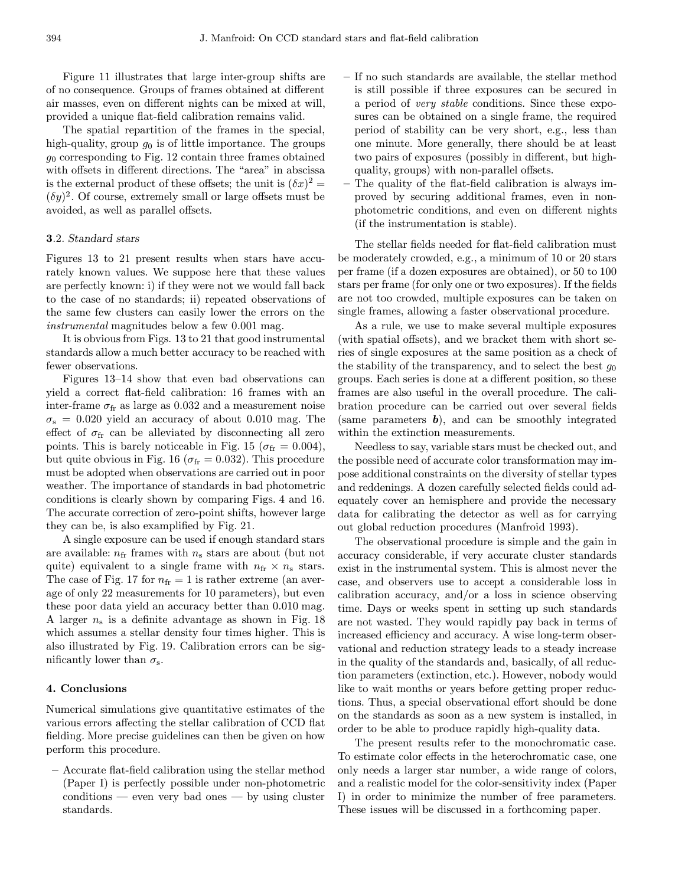Figure 11 illustrates that large inter-group shifts are of no consequence. Groups of frames obtained at different air masses, even on different nights can be mixed at will, provided a unique flat-field calibration remains valid.

The spatial repartition of the frames in the special, high-quality, group $g_0$ is of little importance. The groups $g_0$ corresponding to Fig. 12 contain three frames obtained with offsets in different directions. The "area" in abscissa is the external product of these offsets; the unit is $(\delta x)^2 = (\delta y)^2$. Of course, extremely small or large offsets must be avoided, as well as parallel offsets.

### 3.2. *Standard stars*

Figures 13 to 21 present results when stars have accurately known values. We suppose here that these values are perfectly known: i) if they were not we would fall back to the case of no standards; ii) repeated observations of the same few clusters can easily lower the errors on the *instrumental* magnitudes below a few 0.001 mag.

It is obvious from Figs. 13 to 21 that good instrumental standards allow a much better accuracy to be reached with fewer observations.

Figures 13–14 show that even bad observations can yield a correct flat-field calibration: 16 frames with an inter-frame $\sigma_{\rm fr}$ as large as 0.032 and a measurement noise $\sigma_{\rm s} = 0.020$ yield an accuracy of about 0.010 mag. The effect of $\sigma_{\rm fr}$ can be alleviated by disconnecting all zero points. This is barely noticeable in Fig. 15 ($\sigma_{\rm fr} = 0.004$), but quite obvious in Fig. 16 ($\sigma_{\rm fr} = 0.032$). This procedure must be adopted when observations are carried out in poor weather. The importance of standards in bad photometric conditions is clearly shown by comparing Figs. 4 and 16. The accurate correction of zero-point shifts, however large they can be, is also examplified by Fig. 21.

A single exposure can be used if enough standard stars are available: $n_{\rm fr}$ frames with $n_{\rm s}$ stars are about (but not quite) equivalent to a single frame with $n_{\rm fr} \times n_{\rm s}$ stars. The case of Fig. 17 for $n_{\rm fr} = 1$ is rather extreme (an average of only 22 measurements for 10 parameters), but even these poor data yield an accuracy better than 0.010 mag. A larger $n_{\rm s}$ is a definite advantage as shown in Fig. 18 which assumes a stellar density four times higher. This is also illustrated by Fig. 19. Calibration errors can be significantly lower than $\sigma_{\rm s}$.

## 4. Conclusions

Numerical simulations give quantitative estimates of the various errors affecting the stellar calibration of CCD flat fielding. More precise guidelines can then be given on how perform this procedure.

- Accurate flat-field calibration using the stellar method (Paper I) is perfectly possible under non-photometric conditions — even very bad ones — by using cluster standards.
- If no such standards are available, the stellar method is still possible if three exposures can be secured in a period of *very stable* conditions. Since these exposures can be obtained on a single frame, the required period of stability can be very short, e.g., less than one minute. More generally, there should be at least two pairs of exposures (possibly in different, but high-quality, groups) with non-parallel offsets.
- The quality of the flat-field calibration is always improved by securing additional frames, even in non-photometric conditions, and even on different nights (if the instrumentation is stable).

The stellar fields needed for flat-field calibration must be moderately crowded, e.g., a minimum of 10 or 20 stars per frame (if a dozen exposures are obtained), or 50 to 100 stars per frame (for only one or two exposures). If the fields are not too crowded, multiple exposures can be taken on single frames, allowing a faster observational procedure.

As a rule, we use to make several multiple exposures (with spatial offsets), and we bracket them with short series of single exposures at the same position as a check of the stability of the transparency, and to select the best $g_0$ groups. Each series is done at a different position, so these frames are also useful in the overall procedure. The calibration procedure can be carried out over several fields (same parameters $\boldsymbol{b}$), and can be smoothly integrated within the extinction measurements.

Needless to say, variable stars must be checked out, and the possible need of accurate color transformation may impose additional constraints on the diversity of stellar types and reddenings. A dozen carefully selected fields could adequately cover an hemisphere and provide the necessary data for calibrating the detector as well as for carrying out global reduction procedures (Manfroid 1993).

The observational procedure is simple and the gain in accuracy considerable, if very accurate cluster standards exist in the instrumental system. This is almost never the case, and observers use to accept a considerable loss in calibration accuracy, and/or a loss in science observing time. Days or weeks spent in setting up such standards are not wasted. They would rapidly pay back in terms of increased efficiency and accuracy. A wise long-term observational and reduction strategy leads to a steady increase in the quality of the standards and, basically, of all reduction parameters (extinction, etc.). However, nobody would like to wait months or years before getting proper reductions. Thus, a special observational effort should be done on the standards as soon as a new system is installed, in order to be able to produce rapidly high-quality data.

The present results refer to the monochromatic case. To estimate color effects in the heterochromatic case, one only needs a larger star number, a wide range of colors, and a realistic model for the color-sensitivity index (Paper I) in order to minimize the number of free parameters. These issues will be discussed in a forthcoming paper.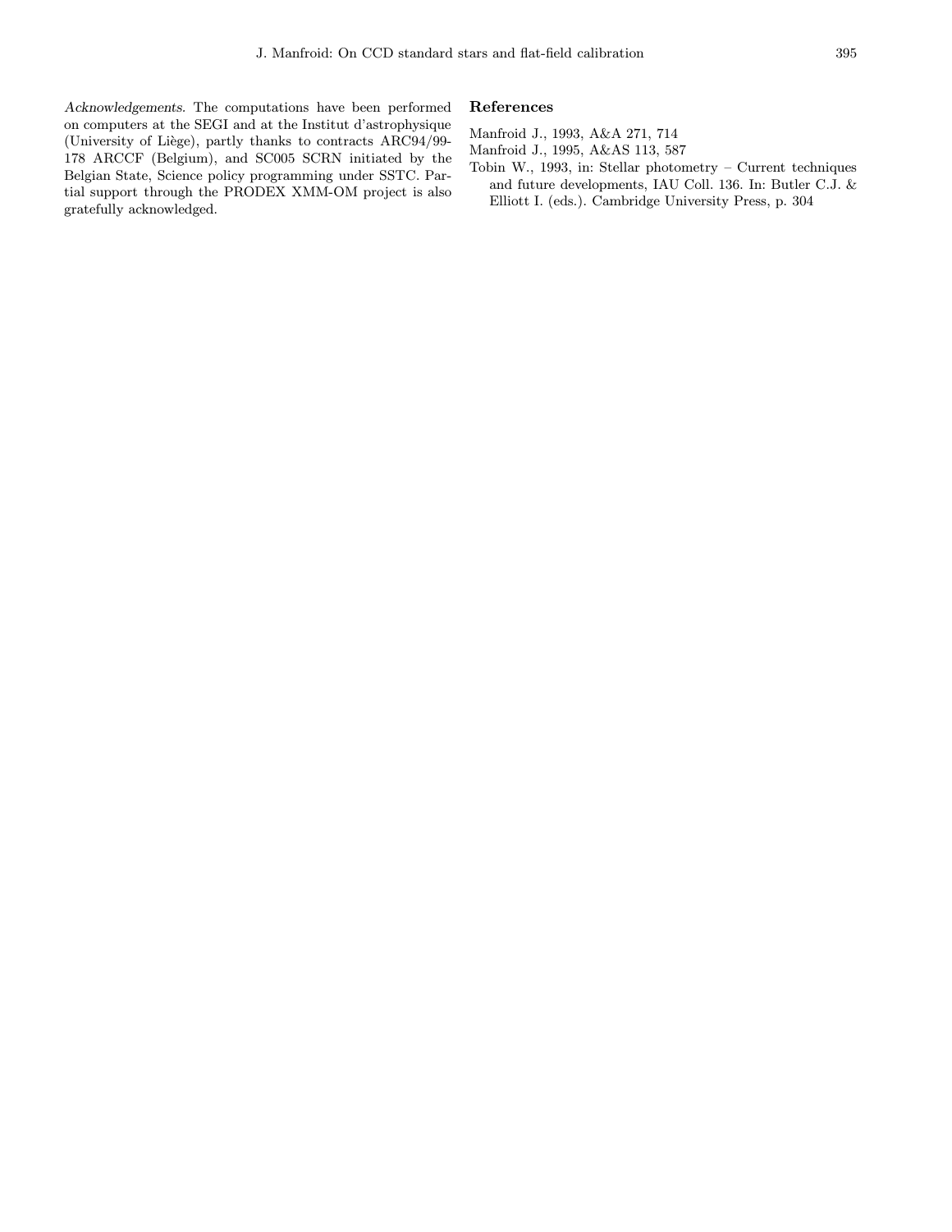*Acknowledgements.* The computations have been performed on computers at the SEGI and at the Institut d'astrophysique (University of Liège), partly thanks to contracts ARC94/99-178 ARCCF (Belgium), and SC005 SCRN initiated by the Belgian State, Science policy programming under SSTC. Partial support through the PRODEX XMM-OM project is also gratefully acknowledged.

## References

Manfroid J., 1993, A&A 271, 714

Manfroid J., 1995, A&AS 113, 587

Tobin W., 1993, in: Stellar photometry – Current techniques and future developments, IAU Coll. 136. In: Butler C.J. & Elliott I. (eds.). Cambridge University Press, p. 304